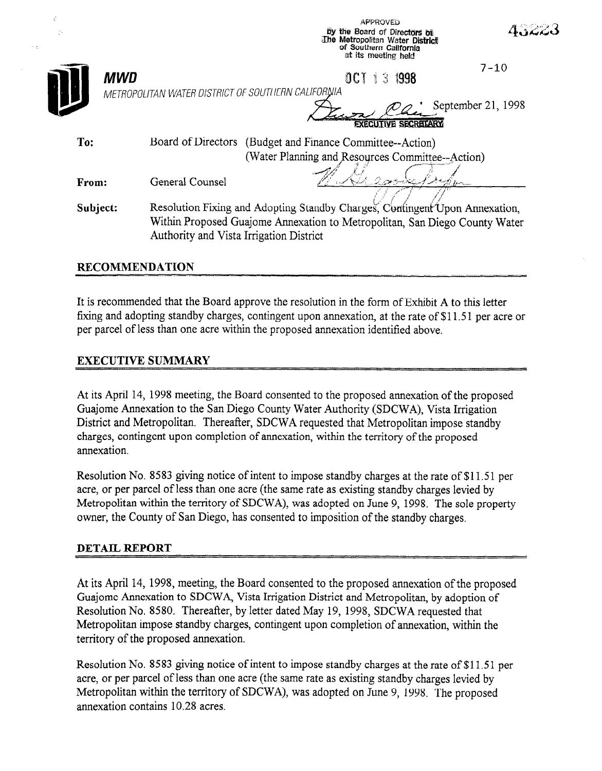APPROVED
by the Board of Directors of
The Metropolitan Water District
of Southern California
at its meeting held

OCT 13 1998

EXECUTIVE SECRETARY

43223

7-10

**MWD**

METROPOLITAN WATER DISTRICT OF SOUTHERN CALIFORNIA

September 21, 1998

**To:** Board of Directors (Budget and Finance Committee--Action)
(Water Planning and Resources Committee--Action)

**From:** General Counsel

**Subject:** Resolution Fixing and Adopting Standby Charges, Contingent Upon Annexation, Within Proposed Guajome Annexation to Metropolitan, San Diego County Water Authority and Vista Irrigation District

## RECOMMENDATION

It is recommended that the Board approve the resolution in the form of Exhibit A to this letter fixing and adopting standby charges, contingent upon annexation, at the rate of $11.51 per acre or per parcel of less than one acre within the proposed annexation identified above.

## EXECUTIVE SUMMARY

At its April 14, 1998 meeting, the Board consented to the proposed annexation of the proposed Guajome Annexation to the San Diego County Water Authority (SDCWA), Vista Irrigation District and Metropolitan. Thereafter, SDCWA requested that Metropolitan impose standby charges, contingent upon completion of annexation, within the territory of the proposed annexation.

Resolution No. 8583 giving notice of intent to impose standby charges at the rate of $11.51 per acre, or per parcel of less than one acre (the same rate as existing standby charges levied by Metropolitan within the territory of SDCWA), was adopted on June 9, 1998. The sole property owner, the County of San Diego, has consented to imposition of the standby charges.

## DETAIL REPORT

At its April 14, 1998, meeting, the Board consented to the proposed annexation of the proposed Guajome Annexation to SDCWA, Vista Irrigation District and Metropolitan, by adoption of Resolution No. 8580. Thereafter, by letter dated May 19, 1998, SDCWA requested that Metropolitan impose standby charges, contingent upon completion of annexation, within the territory of the proposed annexation.

Resolution No. 8583 giving notice of intent to impose standby charges at the rate of $11.51 per acre, or per parcel of less than one acre (the same rate as existing standby charges levied by Metropolitan within the territory of SDCWA), was adopted on June 9, 1998. The proposed annexation contains 10.28 acres.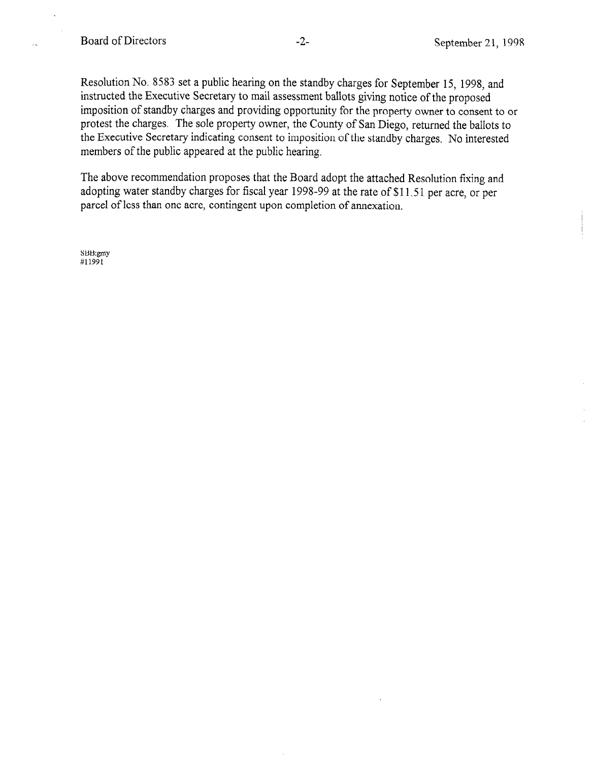Resolution No. 8583 set a public hearing on the standby charges for September 15, 1998, and instructed the Executive Secretary to mail assessment ballots giving notice of the proposed imposition of standby charges and providing opportunity for the property owner to consent to or protest the charges. The sole property owner, the County of San Diego, returned the ballots to the Executive Secretary indicating consent to imposition of the standby charges. No interested members of the public appeared at the public hearing.

The above recommendation proposes that the Board adopt the attached Resolution fixing and adopting water standby charges for fiscal year 1998-99 at the rate of $11.51 per acre, or per parcel of less than one acre, contingent upon completion of annexation.

SBB:gmy
#11991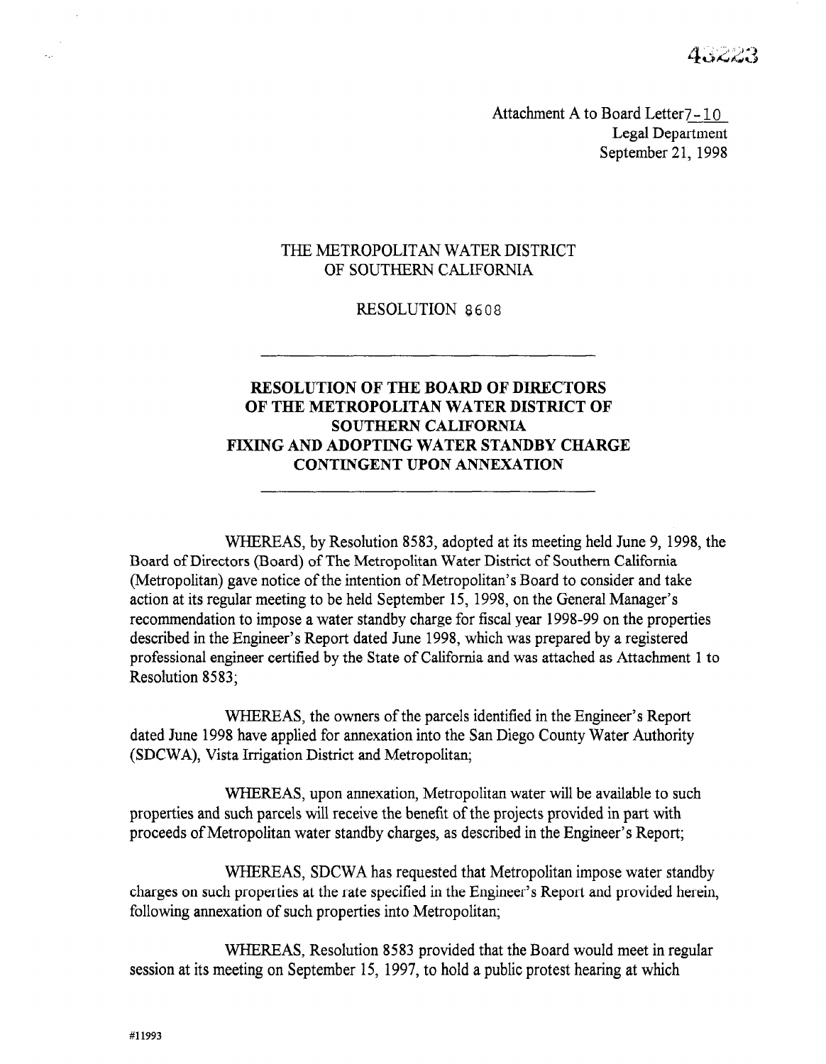Attachment A to Board Letter 7-10
Legal Department
September 21, 1998

THE METROPOLITAN WATER DISTRICT
OF SOUTHERN CALIFORNIA

RESOLUTION 8608

**RESOLUTION OF THE BOARD OF DIRECTORS OF THE METROPOLITAN WATER DISTRICT OF SOUTHERN CALIFORNIA FIXING AND ADOPTING WATER STANDBY CHARGE CONTINGENT UPON ANNEXATION**

WHEREAS, by Resolution 8583, adopted at its meeting held June 9, 1998, the Board of Directors (Board) of The Metropolitan Water District of Southern California (Metropolitan) gave notice of the intention of Metropolitan's Board to consider and take action at its regular meeting to be held September 15, 1998, on the General Manager's recommendation to impose a water standby charge for fiscal year 1998-99 on the properties described in the Engineer's Report dated June 1998, which was prepared by a registered professional engineer certified by the State of California and was attached as Attachment 1 to Resolution 8583;

WHEREAS, the owners of the parcels identified in the Engineer's Report dated June 1998 have applied for annexation into the San Diego County Water Authority (SDCWA), Vista Irrigation District and Metropolitan;

WHEREAS, upon annexation, Metropolitan water will be available to such properties and such parcels will receive the benefit of the projects provided in part with proceeds of Metropolitan water standby charges, as described in the Engineer's Report;

WHEREAS, SDCWA has requested that Metropolitan impose water standby charges on such properties at the rate specified in the Engineer's Report and provided herein, following annexation of such properties into Metropolitan;

WHEREAS, Resolution 8583 provided that the Board would meet in regular session at its meeting on September 15, 1997, to hold a public protest hearing at which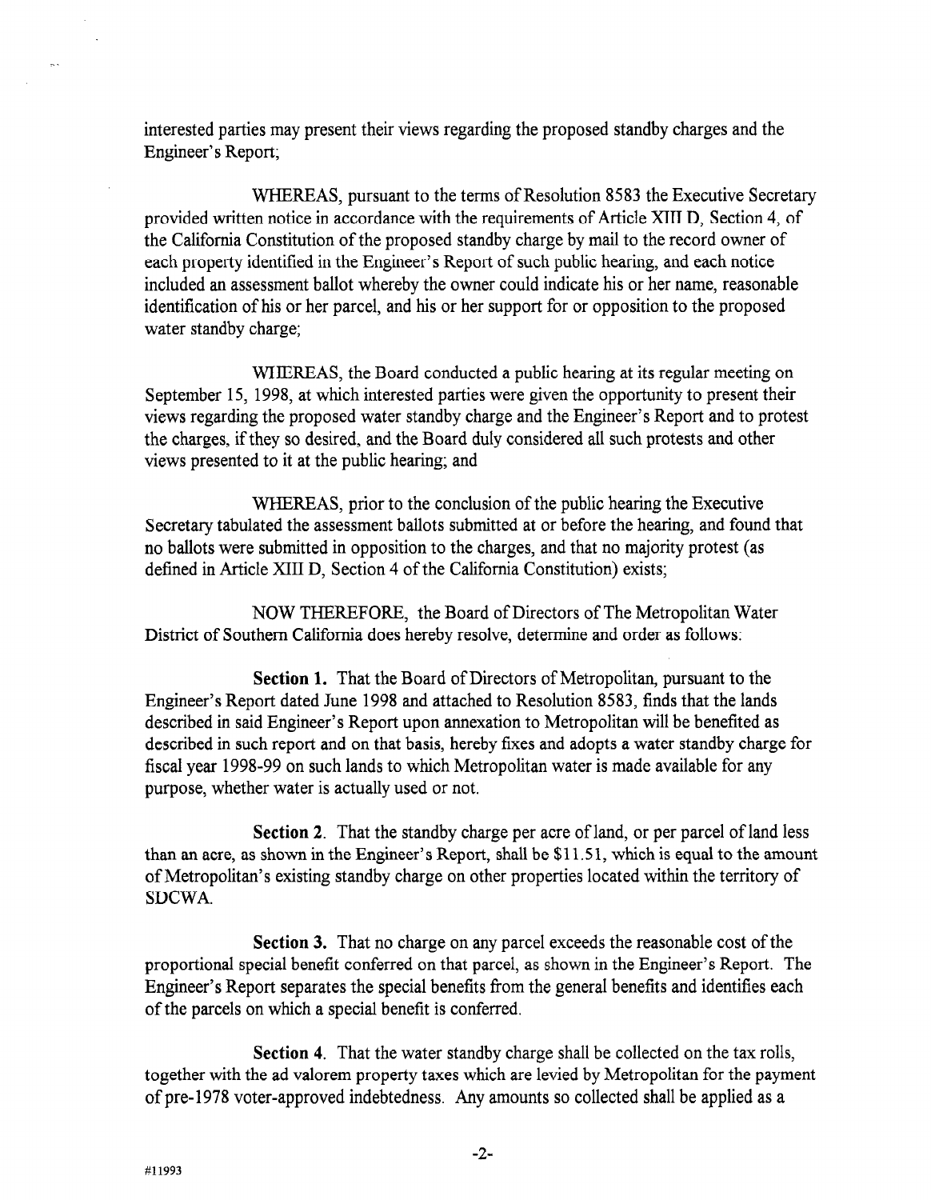interested parties may present their views regarding the proposed standby charges and the Engineer's Report;

WHEREAS, pursuant to the terms of Resolution 8583 the Executive Secretary provided written notice in accordance with the requirements of Article XIII D, Section 4, of the California Constitution of the proposed standby charge by mail to the record owner of each property identified in the Engineer's Report of such public hearing, and each notice included an assessment ballot whereby the owner could indicate his or her name, reasonable identification of his or her parcel, and his or her support for or opposition to the proposed water standby charge;

WHEREAS, the Board conducted a public hearing at its regular meeting on September 15, 1998, at which interested parties were given the opportunity to present their views regarding the proposed water standby charge and the Engineer's Report and to protest the charges, if they so desired, and the Board duly considered all such protests and other views presented to it at the public hearing; and

WHEREAS, prior to the conclusion of the public hearing the Executive Secretary tabulated the assessment ballots submitted at or before the hearing, and found that no ballots were submitted in opposition to the charges, and that no majority protest (as defined in Article XIII D, Section 4 of the California Constitution) exists;

NOW THEREFORE, the Board of Directors of The Metropolitan Water District of Southern California does hereby resolve, determine and order as follows:

**Section 1.** That the Board of Directors of Metropolitan, pursuant to the Engineer's Report dated June 1998 and attached to Resolution 8583, finds that the lands described in said Engineer's Report upon annexation to Metropolitan will be benefited as described in such report and on that basis, hereby fixes and adopts a water standby charge for fiscal year 1998-99 on such lands to which Metropolitan water is made available for any purpose, whether water is actually used or not.

**Section 2**. That the standby charge per acre of land, or per parcel of land less than an acre, as shown in the Engineer's Report, shall be $11.51, which is equal to the amount of Metropolitan's existing standby charge on other properties located within the territory of SDCWA.

**Section 3.** That no charge on any parcel exceeds the reasonable cost of the proportional special benefit conferred on that parcel, as shown in the Engineer's Report. The Engineer's Report separates the special benefits from the general benefits and identifies each of the parcels on which a special benefit is conferred.

**Section 4.** That the water standby charge shall be collected on the tax rolls, together with the ad valorem property taxes which are levied by Metropolitan for the payment of pre-1978 voter-approved indebtedness. Any amounts so collected shall be applied as a

#11993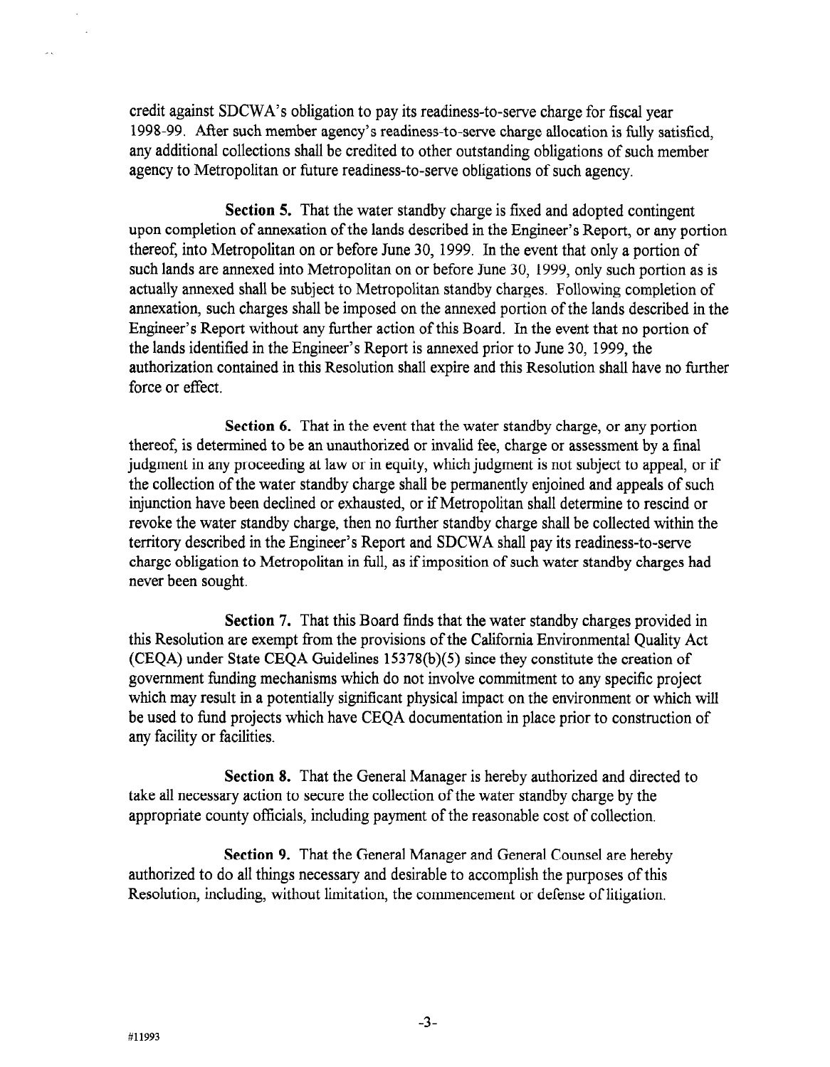credit against SDCWA's obligation to pay its readiness-to-serve charge for fiscal year 1998-99. After such member agency's readiness-to-serve charge allocation is fully satisfied, any additional collections shall be credited to other outstanding obligations of such member agency to Metropolitan or future readiness-to-serve obligations of such agency.

**Section 5.** That the water standby charge is fixed and adopted contingent upon completion of annexation of the lands described in the Engineer's Report, or any portion thereof, into Metropolitan on or before June 30, 1999. In the event that only a portion of such lands are annexed into Metropolitan on or before June 30, 1999, only such portion as is actually annexed shall be subject to Metropolitan standby charges. Following completion of annexation, such charges shall be imposed on the annexed portion of the lands described in the Engineer's Report without any further action of this Board. In the event that no portion of the lands identified in the Engineer's Report is annexed prior to June 30, 1999, the authorization contained in this Resolution shall expire and this Resolution shall have no further force or effect.

**Section 6.** That in the event that the water standby charge, or any portion thereof, is determined to be an unauthorized or invalid fee, charge or assessment by a final judgment in any proceeding at law or in equity, which judgment is not subject to appeal, or if the collection of the water standby charge shall be permanently enjoined and appeals of such injunction have been declined or exhausted, or if Metropolitan shall determine to rescind or revoke the water standby charge, then no further standby charge shall be collected within the territory described in the Engineer's Report and SDCWA shall pay its readiness-to-serve charge obligation to Metropolitan in full, as if imposition of such water standby charges had never been sought.

**Section 7.** That this Board finds that the water standby charges provided in this Resolution are exempt from the provisions of the California Environmental Quality Act (CEQA) under State CEQA Guidelines 15378(b)(5) since they constitute the creation of government funding mechanisms which do not involve commitment to any specific project which may result in a potentially significant physical impact on the environment or which will be used to fund projects which have CEQA documentation in place prior to construction of any facility or facilities.

**Section 8.** That the General Manager is hereby authorized and directed to take all necessary action to secure the collection of the water standby charge by the appropriate county officials, including payment of the reasonable cost of collection.

**Section 9.** That the General Manager and General Counsel are hereby authorized to do all things necessary and desirable to accomplish the purposes of this Resolution, including, without limitation, the commencement or defense of litigation.

#11993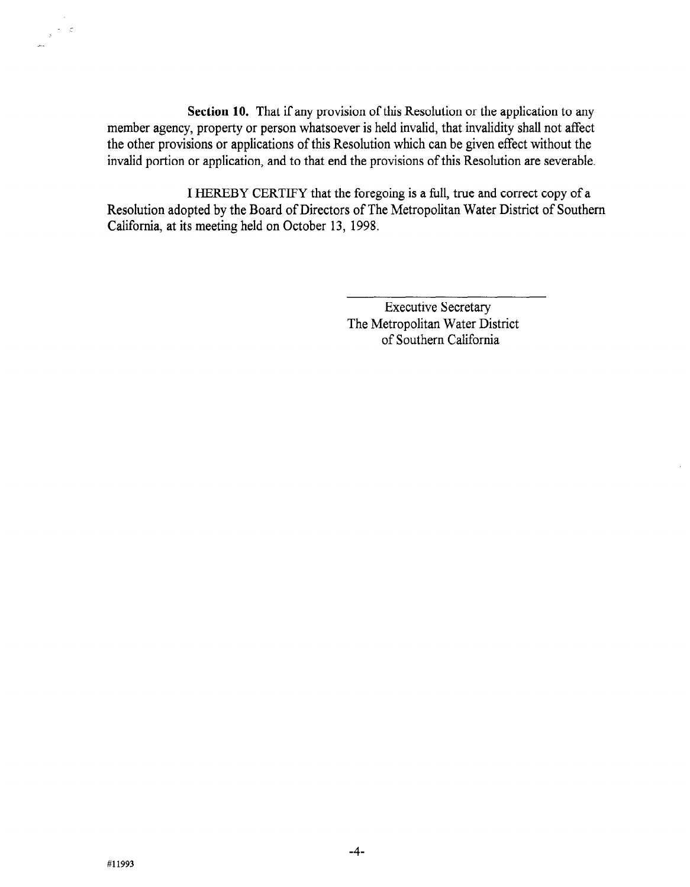**Section 10.** That if any provision of this Resolution or the application to any member agency, property or person whatsoever is held invalid, that invalidity shall not affect the other provisions or applications of this Resolution which can be given effect without the invalid portion or application, and to that end the provisions of this Resolution are severable.

I HEREBY CERTIFY that the foregoing is a full, true and correct copy of a Resolution adopted by the Board of Directors of The Metropolitan Water District of Southern California, at its meeting held on October 13, 1998.

Executive Secretary
The Metropolitan Water District
of Southern California

#11993